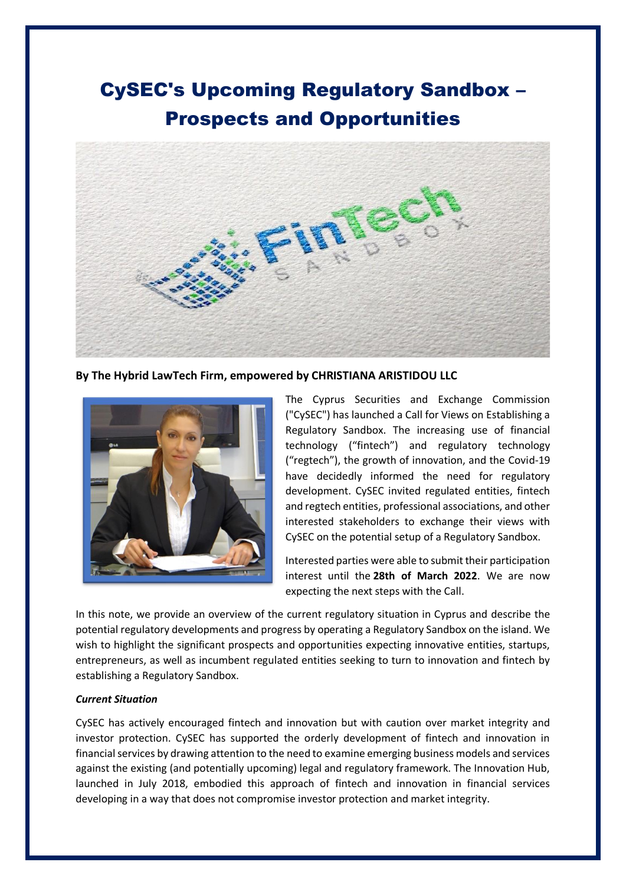# CySEC's Upcoming Regulatory Sandbox – Prospects and Opportunities

**By The Hybrid LawTech Firm, empowered by CHRISTIANA ARISTIDOU LLC**

The Cyprus Securities and Exchange Commission ("CySEC") has launched a Call for Views on Establishing a Regulatory Sandbox. The increasing use of financial technology ("fintech") and regulatory technology ("regtech"), the growth of innovation, and the Covid-19 have decidedly informed the need for regulatory development. CySEC invited regulated entities, fintech and regtech entities, professional associations, and other interested stakeholders to exchange their views with CySEC on the potential setup of a Regulatory Sandbox.

Interested parties were able to submit their participation interest until the **28th of March 2022**. We are now expecting the next steps with the Call.

In this note, we provide an overview of the current regulatory situation in Cyprus and describe the potential regulatory developments and progress by operating a Regulatory Sandbox on the island. We wish to highlight the significant prospects and opportunities expecting innovative entities, startups, entrepreneurs, as well as incumbent regulated entities seeking to turn to innovation and fintech by establishing a Regulatory Sandbox.

***Current Situation***

CySEC has actively encouraged fintech and innovation but with caution over market integrity and investor protection. CySEC has supported the orderly development of fintech and innovation in financial services by drawing attention to the need to examine emerging business models and services against the existing (and potentially upcoming) legal and regulatory framework. The Innovation Hub, launched in July 2018, embodied this approach of fintech and innovation in financial services developing in a way that does not compromise investor protection and market integrity.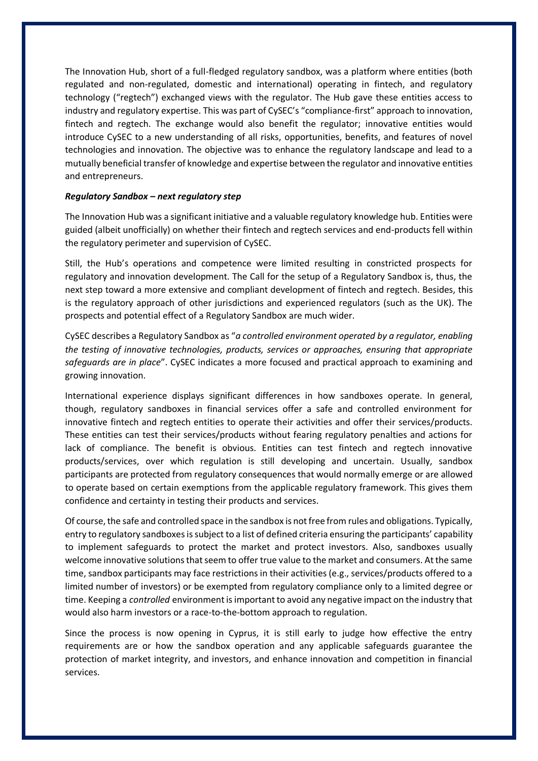The Innovation Hub, short of a full-fledged regulatory sandbox, was a platform where entities (both regulated and non-regulated, domestic and international) operating in fintech, and regulatory technology ("regtech") exchanged views with the regulator. The Hub gave these entities access to industry and regulatory expertise. This was part of CySEC's "compliance-first" approach to innovation, fintech and regtech. The exchange would also benefit the regulator; innovative entities would introduce CySEC to a new understanding of all risks, opportunities, benefits, and features of novel technologies and innovation. The objective was to enhance the regulatory landscape and lead to a mutually beneficial transfer of knowledge and expertise between the regulator and innovative entities and entrepreneurs.

***Regulatory Sandbox – next regulatory step***

The Innovation Hub was a significant initiative and a valuable regulatory knowledge hub. Entities were guided (albeit unofficially) on whether their fintech and regtech services and end-products fell within the regulatory perimeter and supervision of CySEC.

Still, the Hub's operations and competence were limited resulting in constricted prospects for regulatory and innovation development. The Call for the setup of a Regulatory Sandbox is, thus, the next step toward a more extensive and compliant development of fintech and regtech. Besides, this is the regulatory approach of other jurisdictions and experienced regulators (such as the UK). The prospects and potential effect of a Regulatory Sandbox are much wider.

CySEC describes a Regulatory Sandbox as "*a controlled environment operated by a regulator, enabling the testing of innovative technologies, products, services or approaches, ensuring that appropriate safeguards are in place*". CySEC indicates a more focused and practical approach to examining and growing innovation.

International experience displays significant differences in how sandboxes operate. In general, though, regulatory sandboxes in financial services offer a safe and controlled environment for innovative fintech and regtech entities to operate their activities and offer their services/products. These entities can test their services/products without fearing regulatory penalties and actions for lack of compliance. The benefit is obvious. Entities can test fintech and regtech innovative products/services, over which regulation is still developing and uncertain. Usually, sandbox participants are protected from regulatory consequences that would normally emerge or are allowed to operate based on certain exemptions from the applicable regulatory framework. This gives them confidence and certainty in testing their products and services.

Of course, the safe and controlled space in the sandbox is not free from rules and obligations. Typically, entry to regulatory sandboxes is subject to a list of defined criteria ensuring the participants' capability to implement safeguards to protect the market and protect investors. Also, sandboxes usually welcome innovative solutions that seem to offer true value to the market and consumers. At the same time, sandbox participants may face restrictions in their activities (e.g., services/products offered to a limited number of investors) or be exempted from regulatory compliance only to a limited degree or time. Keeping a *controlled* environment is important to avoid any negative impact on the industry that would also harm investors or a race-to-the-bottom approach to regulation.

Since the process is now opening in Cyprus, it is still early to judge how effective the entry requirements are or how the sandbox operation and any applicable safeguards guarantee the protection of market integrity, and investors, and enhance innovation and competition in financial services.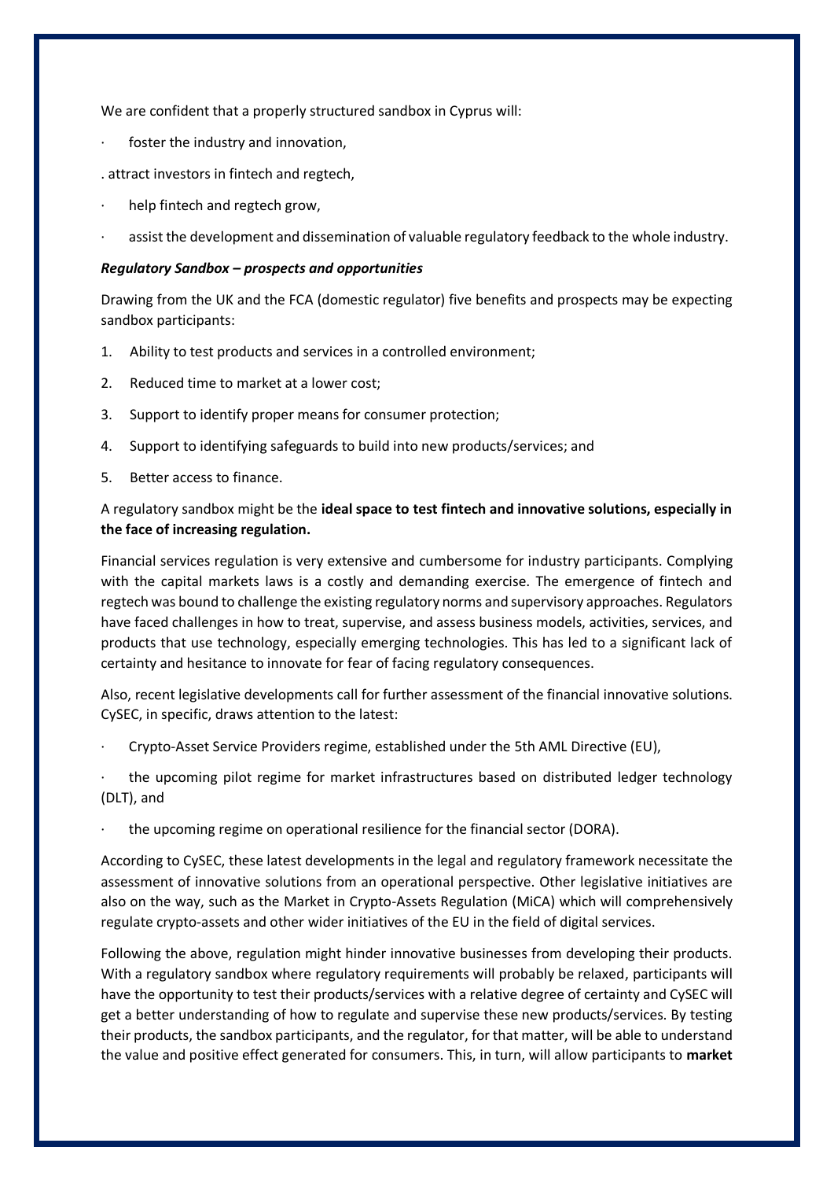We are confident that a properly structured sandbox in Cyprus will:

- foster the industry and innovation,
- attract investors in fintech and regtech,
- help fintech and regtech grow,
- assist the development and dissemination of valuable regulatory feedback to the whole industry.

***Regulatory Sandbox – prospects and opportunities***

Drawing from the UK and the FCA (domestic regulator) five benefits and prospects may be expecting sandbox participants:

1. Ability to test products and services in a controlled environment;
2. Reduced time to market at a lower cost;
3. Support to identify proper means for consumer protection;
4. Support to identifying safeguards to build into new products/services; and
5. Better access to finance.

A regulatory sandbox might be the **ideal space to test fintech and innovative solutions, especially in the face of increasing regulation.**

Financial services regulation is very extensive and cumbersome for industry participants. Complying with the capital markets laws is a costly and demanding exercise. The emergence of fintech and regtech was bound to challenge the existing regulatory norms and supervisory approaches. Regulators have faced challenges in how to treat, supervise, and assess business models, activities, services, and products that use technology, especially emerging technologies. This has led to a significant lack of certainty and hesitance to innovate for fear of facing regulatory consequences.

Also, recent legislative developments call for further assessment of the financial innovative solutions. CySEC, in specific, draws attention to the latest:

- Crypto-Asset Service Providers regime, established under the 5th AML Directive (EU),
- the upcoming pilot regime for market infrastructures based on distributed ledger technology (DLT), and
- the upcoming regime on operational resilience for the financial sector (DORA).

According to CySEC, these latest developments in the legal and regulatory framework necessitate the assessment of innovative solutions from an operational perspective. Other legislative initiatives are also on the way, such as the Market in Crypto-Assets Regulation (MiCA) which will comprehensively regulate crypto-assets and other wider initiatives of the EU in the field of digital services.

Following the above, regulation might hinder innovative businesses from developing their products. With a regulatory sandbox where regulatory requirements will probably be relaxed, participants will have the opportunity to test their products/services with a relative degree of certainty and CySEC will get a better understanding of how to regulate and supervise these new products/services. By testing their products, the sandbox participants, and the regulator, for that matter, will be able to understand the value and positive effect generated for consumers. This, in turn, will allow participants to **market**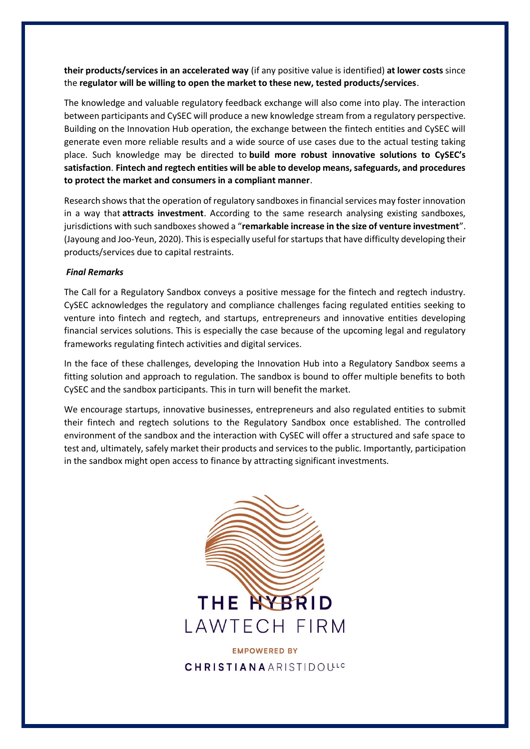**their products/services in an accelerated way** (if any positive value is identified) **at lower costs** since the **regulator will be willing to open the market to these new, tested products/services**.

The knowledge and valuable regulatory feedback exchange will also come into play. The interaction between participants and CySEC will produce a new knowledge stream from a regulatory perspective. Building on the Innovation Hub operation, the exchange between the fintech entities and CySEC will generate even more reliable results and a wide source of use cases due to the actual testing taking place. Such knowledge may be directed to **build more robust innovative solutions to CySEC's satisfaction**. **Fintech and regtech entities will be able to develop means, safeguards, and procedures to protect the market and consumers in a compliant manner**.

Research shows that the operation of regulatory sandboxes in financial services may foster innovation in a way that **attracts investment**. According to the same research analysing existing sandboxes, jurisdictions with such sandboxes showed a "**remarkable increase in the size of venture investment**". (Jayoung and Joo-Yeun, 2020). This is especially useful for startups that have difficulty developing their products/services due to capital restraints.

***Final Remarks***

The Call for a Regulatory Sandbox conveys a positive message for the fintech and regtech industry. CySEC acknowledges the regulatory and compliance challenges facing regulated entities seeking to venture into fintech and regtech, and startups, entrepreneurs and innovative entities developing financial services solutions. This is especially the case because of the upcoming legal and regulatory frameworks regulating fintech activities and digital services.

In the face of these challenges, developing the Innovation Hub into a Regulatory Sandbox seems a fitting solution and approach to regulation. The sandbox is bound to offer multiple benefits to both CySEC and the sandbox participants. This in turn will benefit the market.

We encourage startups, innovative businesses, entrepreneurs and also regulated entities to submit their fintech and regtech solutions to the Regulatory Sandbox once established. The controlled environment of the sandbox and the interaction with CySEC will offer a structured and safe space to test and, ultimately, safely market their products and services to the public. Importantly, participation in the sandbox might open access to finance by attracting significant investments.

THE HYBRID
LAWTECH FIRM

EMPOWERED BY
CHRISTIANA ARISTIDOU LLC